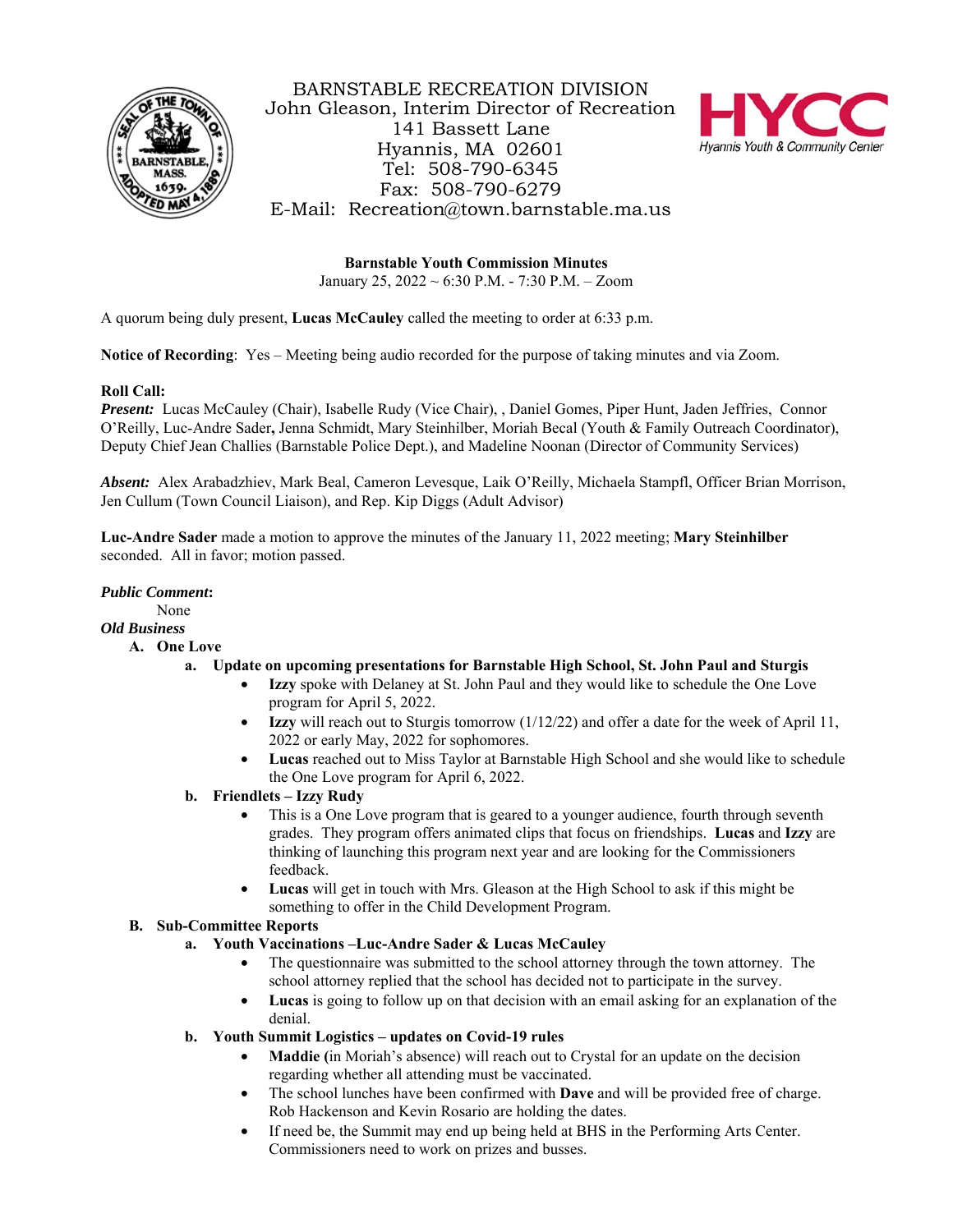BARNSTABLE RECREATION DIVISION
John Gleason, Interim Director of Recreation
141 Bassett Lane
Hyannis, MA 02601
Tel: 508-790-6345
Fax: 508-790-6279
E-Mail: Recreation@town.barnstable.ma.us

**Barnstable Youth Commission Minutes**
January 25, 2022 ~ 6:30 P.M. - 7:30 P.M. – Zoom

A quorum being duly present, **Lucas McCauley** called the meeting to order at 6:33 p.m.

**Notice of Recording**: Yes – Meeting being audio recorded for the purpose of taking minutes and via Zoom.

**Roll Call:**
***Present:*** Lucas McCauley (Chair), Isabelle Rudy (Vice Chair), , Daniel Gomes, Piper Hunt, Jaden Jeffries, Connor O'Reilly, Luc-Andre Sader**,** Jenna Schmidt, Mary Steinhilber, Moriah Becal (Youth & Family Outreach Coordinator), Deputy Chief Jean Challies (Barnstable Police Dept.), and Madeline Noonan (Director of Community Services)

***Absent:*** Alex Arabadzhiev, Mark Beal, Cameron Levesque, Laik O'Reilly, Michaela Stampfl, Officer Brian Morrison, Jen Cullum (Town Council Liaison), and Rep. Kip Diggs (Adult Advisor)

**Luc-Andre Sader** made a motion to approve the minutes of the January 11, 2022 meeting; **Mary Steinhilber** seconded. All in favor; motion passed.

***Public Comment*:**
None

***Old Business***

**A. One Love**

**a. Update on upcoming presentations for Barnstable High School, St. John Paul and Sturgis**
- **Izzy** spoke with Delaney at St. John Paul and they would like to schedule the One Love program for April 5, 2022.
- **Izzy** will reach out to Sturgis tomorrow (1/12/22) and offer a date for the week of April 11, 2022 or early May, 2022 for sophomores.
- **Lucas** reached out to Miss Taylor at Barnstable High School and she would like to schedule the One Love program for April 6, 2022.

**b. Friendlets – Izzy Rudy**
- This is a One Love program that is geared to a younger audience, fourth through seventh grades. They program offers animated clips that focus on friendships. **Lucas** and **Izzy** are thinking of launching this program next year and are looking for the Commissioners feedback.
- **Lucas** will get in touch with Mrs. Gleason at the High School to ask if this might be something to offer in the Child Development Program.

**B. Sub-Committee Reports**

**a. Youth Vaccinations –Luc-Andre Sader & Lucas McCauley**
- The questionnaire was submitted to the school attorney through the town attorney. The school attorney replied that the school has decided not to participate in the survey.
- **Lucas** is going to follow up on that decision with an email asking for an explanation of the denial.

**b. Youth Summit Logistics – updates on Covid-19 rules**
- **Maddie (**in Moriah's absence) will reach out to Crystal for an update on the decision regarding whether all attending must be vaccinated.
- The school lunches have been confirmed with **Dave** and will be provided free of charge. Rob Hackenson and Kevin Rosario are holding the dates.
- If need be, the Summit may end up being held at BHS in the Performing Arts Center. Commissioners need to work on prizes and busses.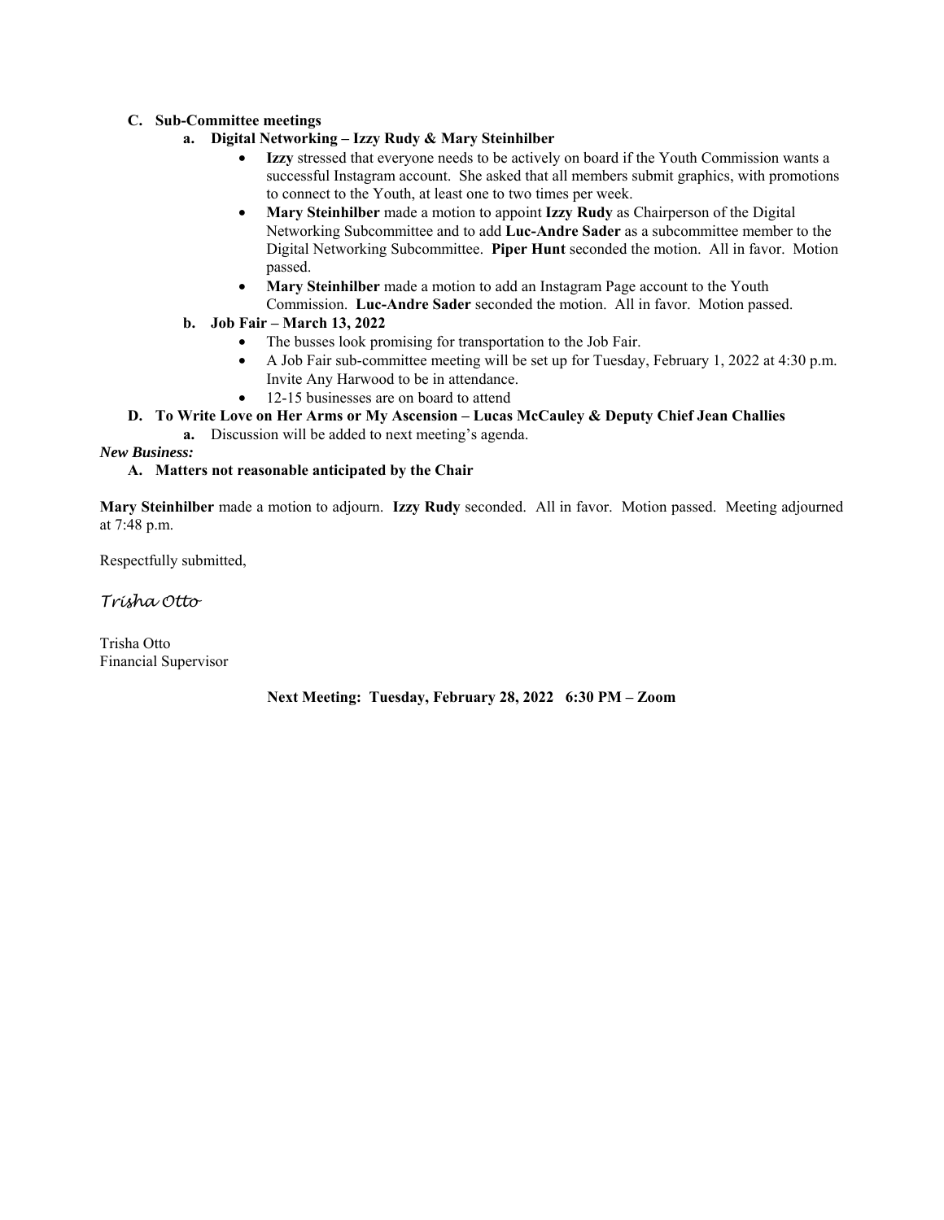**C. Sub-Committee meetings**

**a. Digital Networking – Izzy Rudy & Mary Steinhilber**

- **Izzy** stressed that everyone needs to be actively on board if the Youth Commission wants a successful Instagram account. She asked that all members submit graphics, with promotions to connect to the Youth, at least one to two times per week.
- **Mary Steinhilber** made a motion to appoint **Izzy Rudy** as Chairperson of the Digital Networking Subcommittee and to add **Luc-Andre Sader** as a subcommittee member to the Digital Networking Subcommittee. **Piper Hunt** seconded the motion. All in favor. Motion passed.
- **Mary Steinhilber** made a motion to add an Instagram Page account to the Youth Commission. **Luc-Andre Sader** seconded the motion. All in favor. Motion passed.

**b. Job Fair – March 13, 2022**

- The busses look promising for transportation to the Job Fair.
- A Job Fair sub-committee meeting will be set up for Tuesday, February 1, 2022 at 4:30 p.m. Invite Any Harwood to be in attendance.
- 12-15 businesses are on board to attend

**D. To Write Love on Her Arms or My Ascension – Lucas McCauley & Deputy Chief Jean Challies**

**a.** Discussion will be added to next meeting's agenda.

***New Business:***

**A. Matters not reasonable anticipated by the Chair**

**Mary Steinhilber** made a motion to adjourn. **Izzy Rudy** seconded. All in favor. Motion passed. Meeting adjourned at 7:48 p.m.

Respectfully submitted,

*Trisha Otto*

Trisha Otto
Financial Supervisor

**Next Meeting: Tuesday, February 28, 2022 6:30 PM – Zoom**